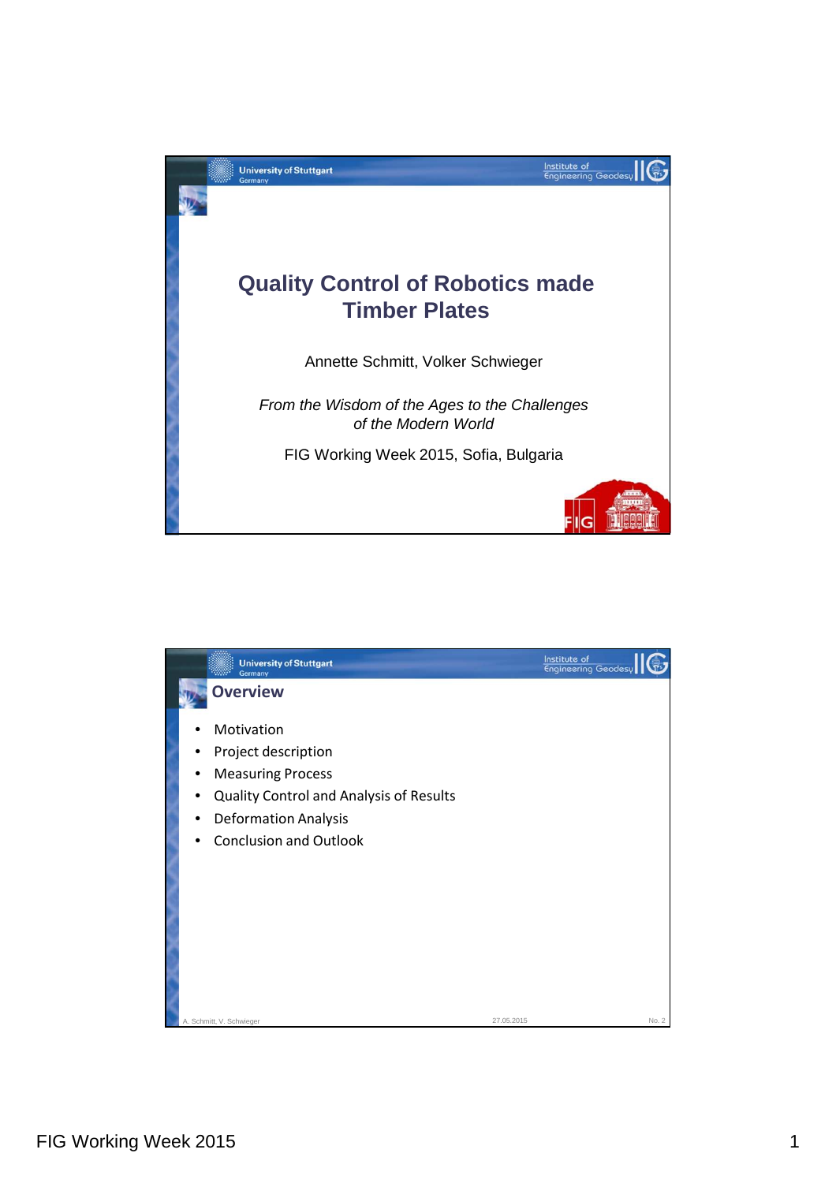# Quality Control of Robotics made Timber Plates

Annette Schmitt, Volker Schwieger

*From the Wisdom of the Ages to the Challenges of the Modern World*

FIG Working Week 2015, Sofia, Bulgaria

## Overview

- Motivation
- Project description
- Measuring Process
- Quality Control and Analysis of Results
- Deformation Analysis
- Conclusion and Outlook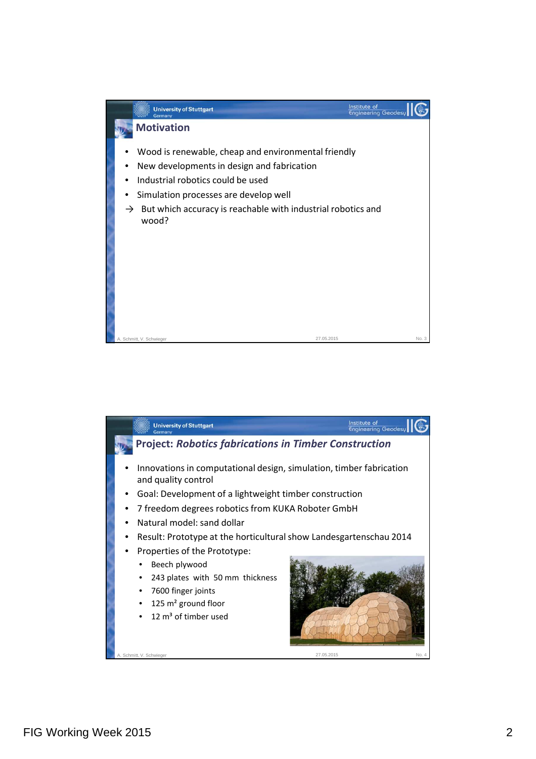## Motivation

- Wood is renewable, cheap and environmental friendly
- New developments in design and fabrication
- Industrial robotics could be used
- Simulation processes are develop well

→ But which accuracy is reachable with industrial robotics and wood?

## Project: *Robotics fabrications in Timber Construction*

- Innovations in computational design, simulation, timber fabrication and quality control
- Goal: Development of a lightweight timber construction
- 7 freedom degrees robotics from KUKA Roboter GmbH
- Natural model: sand dollar
- Result: Prototype at the horticultural show Landesgartenschau 2014
- Properties of the Prototype:
  - Beech plywood
  - 243 plates with 50 mm thickness
  - 7600 finger joints
  - 125 m² ground floor
  - 12 m³ of timber used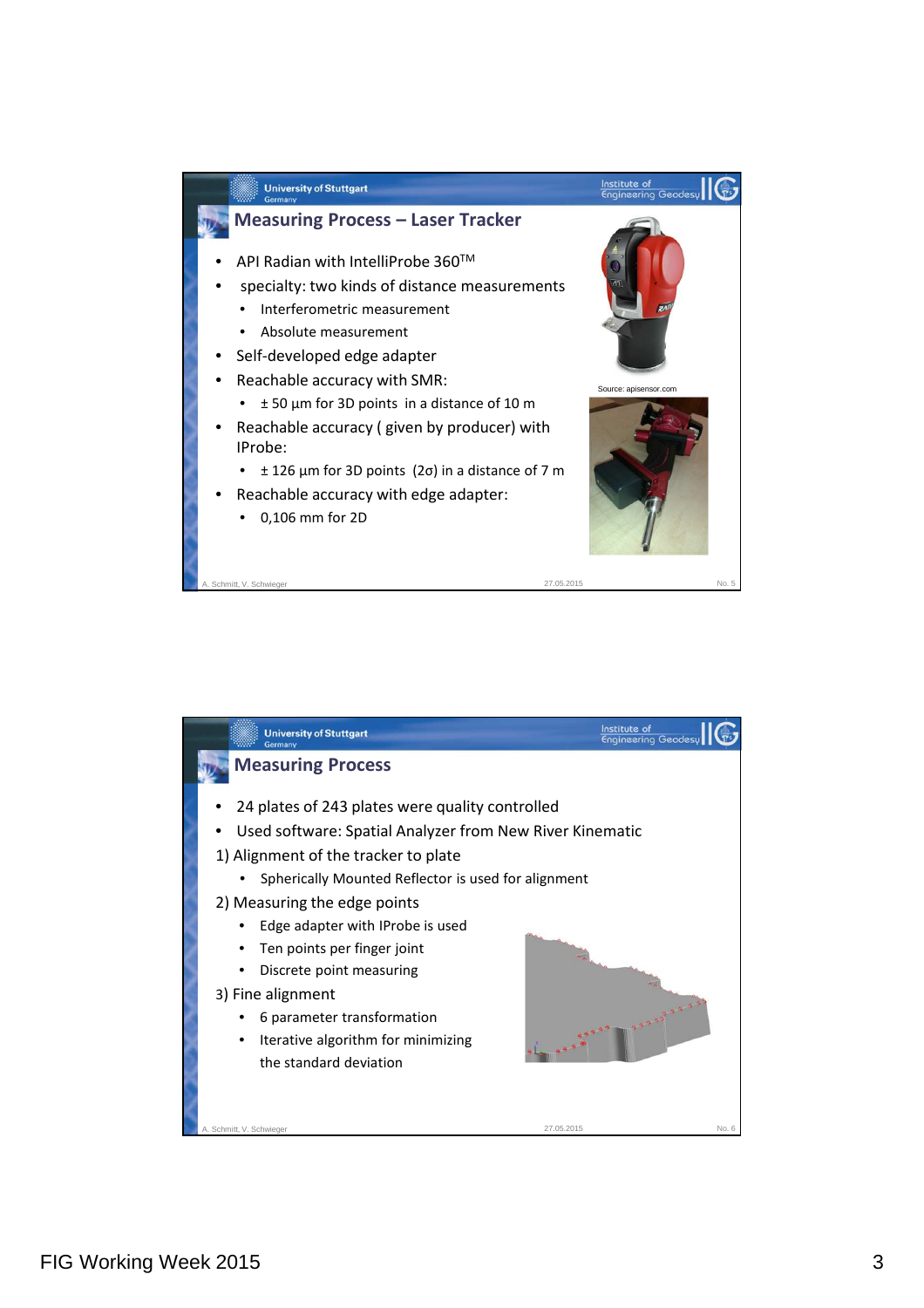## Measuring Process – Laser Tracker

- API Radian with IntelliProbe 360™
- specialty: two kinds of distance measurements
  - Interferometric measurement
  - Absolute measurement
- Self-developed edge adapter
- Reachable accuracy with SMR:
  - ± 50 µm for 3D points in a distance of 10 m
- Reachable accuracy ( given by producer) with IProbe:
  - ± 126 µm for 3D points (2σ) in a distance of 7 m
- Reachable accuracy with edge adapter:
  - 0,106 mm for 2D

Source: apisensor.com

## Measuring Process

- 24 plates of 243 plates were quality controlled
- Used software: Spatial Analyzer from New River Kinematic

1) Alignment of the tracker to plate
   - Spherically Mounted Reflector is used for alignment
2) Measuring the edge points
   - Edge adapter with IProbe is used
   - Ten points per finger joint
   - Discrete point measuring
3) Fine alignment
   - 6 parameter transformation
   - Iterative algorithm for minimizing the standard deviation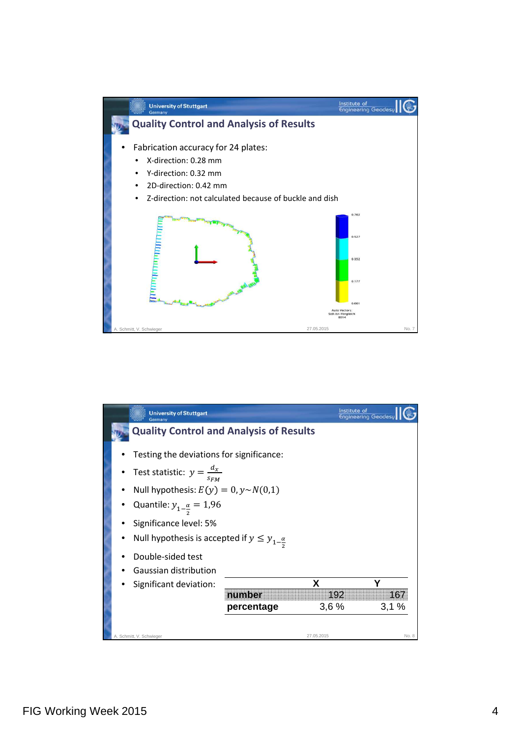## Quality Control and Analysis of Results

- Fabrication accuracy for 24 plates:
  - X-direction: 0.28 mm
  - Y-direction: 0.32 mm
  - 2D-direction: 0.42 mm
  - Z-direction: not calculated because of buckle and dish

0.702

0.527

0.352

0.177

0.001

Auto Vectors: Soll-Ist-Vergleich 8014

A. Schmitt, V. Schwieger

## Quality Control and Analysis of Results

- Testing the deviations for significance:
- Test statistic: $y = \frac{d_x}{s_{FM}}$
- Null hypothesis: $E(y) = 0, y \sim N(0,1)$
- Quantile: $y_{1-\frac{\alpha}{2}} = 1{,}96$
- Significance level: 5%
- Null hypothesis is accepted if $y \leq y_{1-\frac{\alpha}{2}}$
- Double-sided test
- Gaussian distribution
- Significant deviation:

| | X | Y |
|---|---|---|
| **number** | 192 | 167 |
| **percentage** | 3,6 % | 3,1 % |

A. Schmitt, V. Schwieger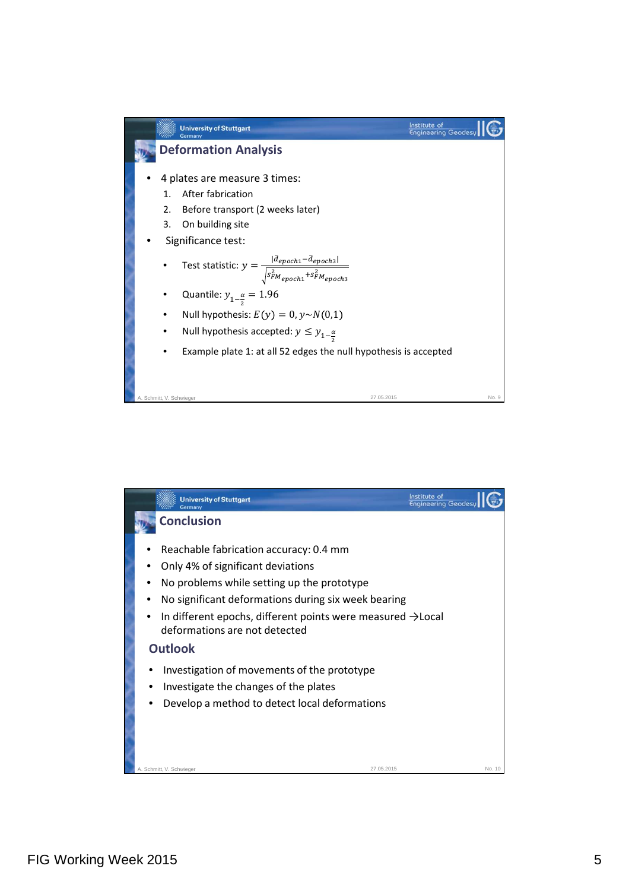## Deformation Analysis

- 4 plates are measure 3 times:
  1. After fabrication
  2. Before transport (2 weeks later)
  3. On building site
- Significance test:
  - Test statistic: $y = \frac{|\vec{d}_{epoch1} - \vec{d}_{epoch3}|}{\sqrt{s^2_{FM_{epoch1}} + s^2_{FM_{epoch3}}}}$
  - Quantile: $y_{1-\frac{\alpha}{2}} = 1.96$
  - Null hypothesis: $E(y) = 0, y \sim N(0,1)$
  - Null hypothesis accepted: $y \leq y_{1-\frac{\alpha}{2}}$
  - Example plate 1: at all 52 edges the null hypothesis is accepted

## Conclusion

- Reachable fabrication accuracy: 0.4 mm
- Only 4% of significant deviations
- No problems while setting up the prototype
- No significant deformations during six week bearing
- In different epochs, different points were measured →Local deformations are not detected

## Outlook

- Investigation of movements of the prototype
- Investigate the changes of the plates
- Develop a method to detect local deformations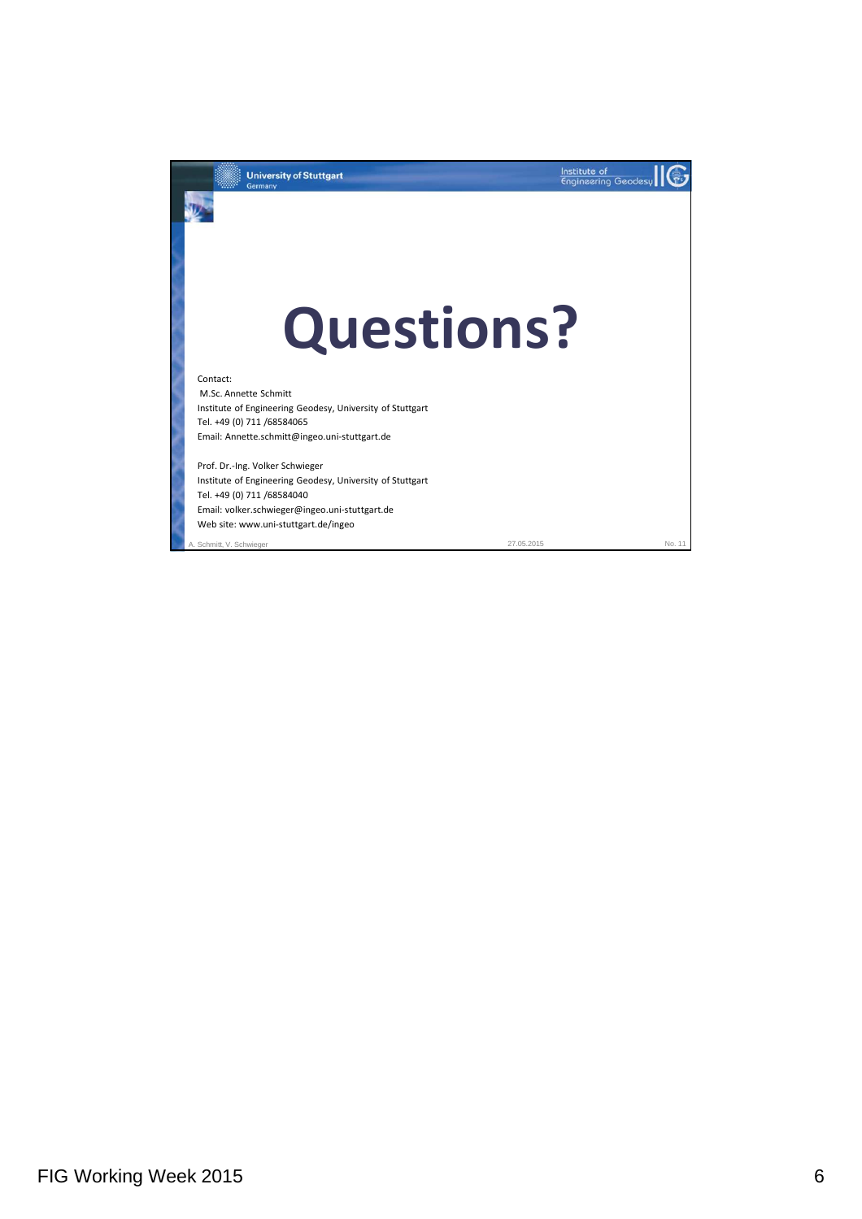University of Stuttgart
Germany

Institute of Engineering Geodesy

# Questions?

Contact:

M.Sc. Annette Schmitt
Institute of Engineering Geodesy, University of Stuttgart
Tel. +49 (0) 711 /68584065
Email: Annette.schmitt@ingeo.uni-stuttgart.de

Prof. Dr.-Ing. Volker Schwieger
Institute of Engineering Geodesy, University of Stuttgart
Tel. +49 (0) 711 /68584040
Email: volker.schwieger@ingeo.uni-stuttgart.de
Web site: www.uni-stuttgart.de/ingeo

A. Schmitt, V. Schwieger 27.05.2015 No. 11